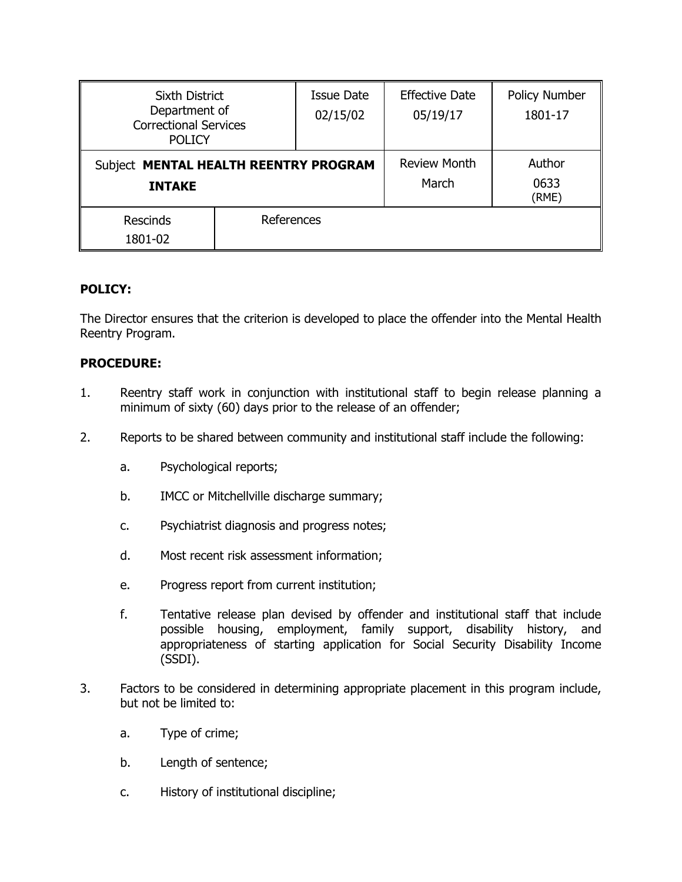| Sixth District Department of Correctional Services POLICY | | Issue Date 02/15/02 | Effective Date 05/19/17 | Policy Number 1801-17 |
|---|---|---|---|---|
| Subject **MENTAL HEALTH REENTRY PROGRAM INTAKE** | | | Review Month March | Author 0633 (RME) |
| Rescinds 1801-02 | References | | | |

**POLICY:**

The Director ensures that the criterion is developed to place the offender into the Mental Health Reentry Program.

**PROCEDURE:**

1. Reentry staff work in conjunction with institutional staff to begin release planning a minimum of sixty (60) days prior to the release of an offender;

2. Reports to be shared between community and institutional staff include the following:

   a. Psychological reports;

   b. IMCC or Mitchellville discharge summary;

   c. Psychiatrist diagnosis and progress notes;

   d. Most recent risk assessment information;

   e. Progress report from current institution;

   f. Tentative release plan devised by offender and institutional staff that include possible housing, employment, family support, disability history, and appropriateness of starting application for Social Security Disability Income (SSDI).

3. Factors to be considered in determining appropriate placement in this program include, but not be limited to:

   a. Type of crime;

   b. Length of sentence;

   c. History of institutional discipline;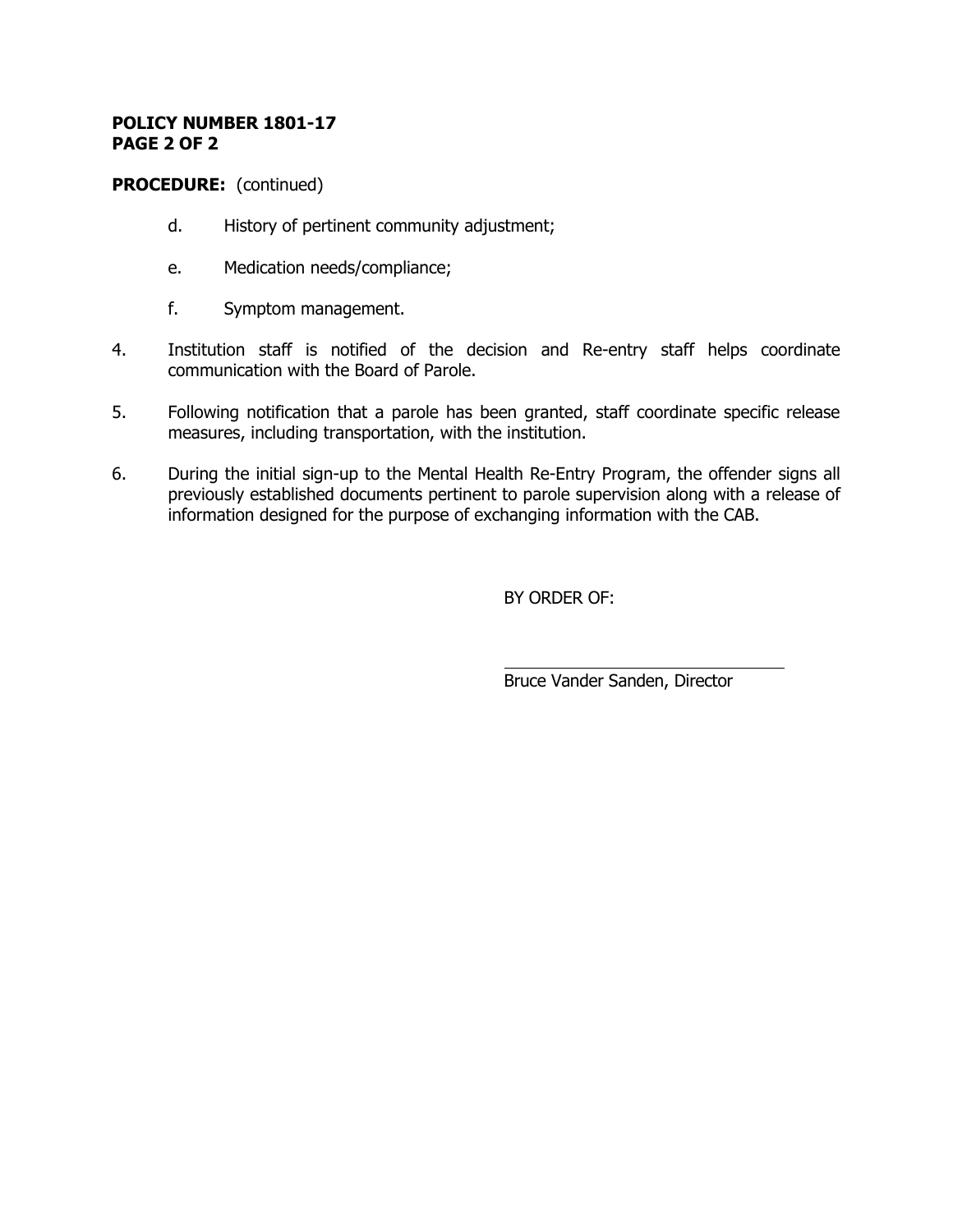**POLICY NUMBER 1801-17**

**PROCEDURE:** (continued)

d. History of pertinent community adjustment;

e. Medication needs/compliance;

f. Symptom management.

4. Institution staff is notified of the decision and Re-entry staff helps coordinate communication with the Board of Parole.

5. Following notification that a parole has been granted, staff coordinate specific release measures, including transportation, with the institution.

6. During the initial sign-up to the Mental Health Re-Entry Program, the offender signs all previously established documents pertinent to parole supervision along with a release of information designed for the purpose of exchanging information with the CAB.

BY ORDER OF:

Bruce Vander Sanden, Director